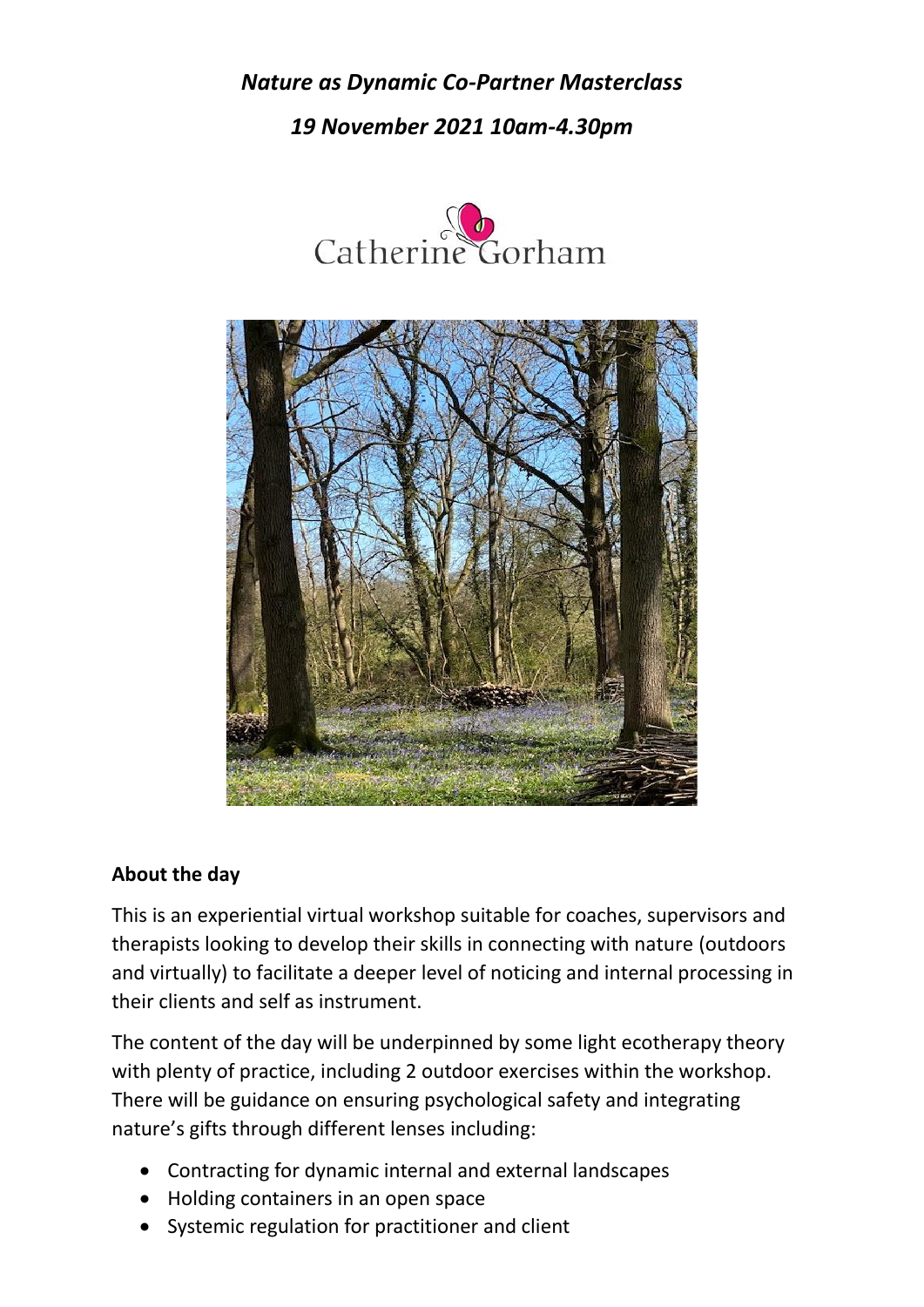***Nature as Dynamic Co-Partner Masterclass***

***19 November 2021 10am-4.30pm***

Catherine Gorham

**About the day**

This is an experiential virtual workshop suitable for coaches, supervisors and therapists looking to develop their skills in connecting with nature (outdoors and virtually) to facilitate a deeper level of noticing and internal processing in their clients and self as instrument.

The content of the day will be underpinned by some light ecotherapy theory with plenty of practice, including 2 outdoor exercises within the workshop. There will be guidance on ensuring psychological safety and integrating nature's gifts through different lenses including:

- Contracting for dynamic internal and external landscapes
- Holding containers in an open space
- Systemic regulation for practitioner and client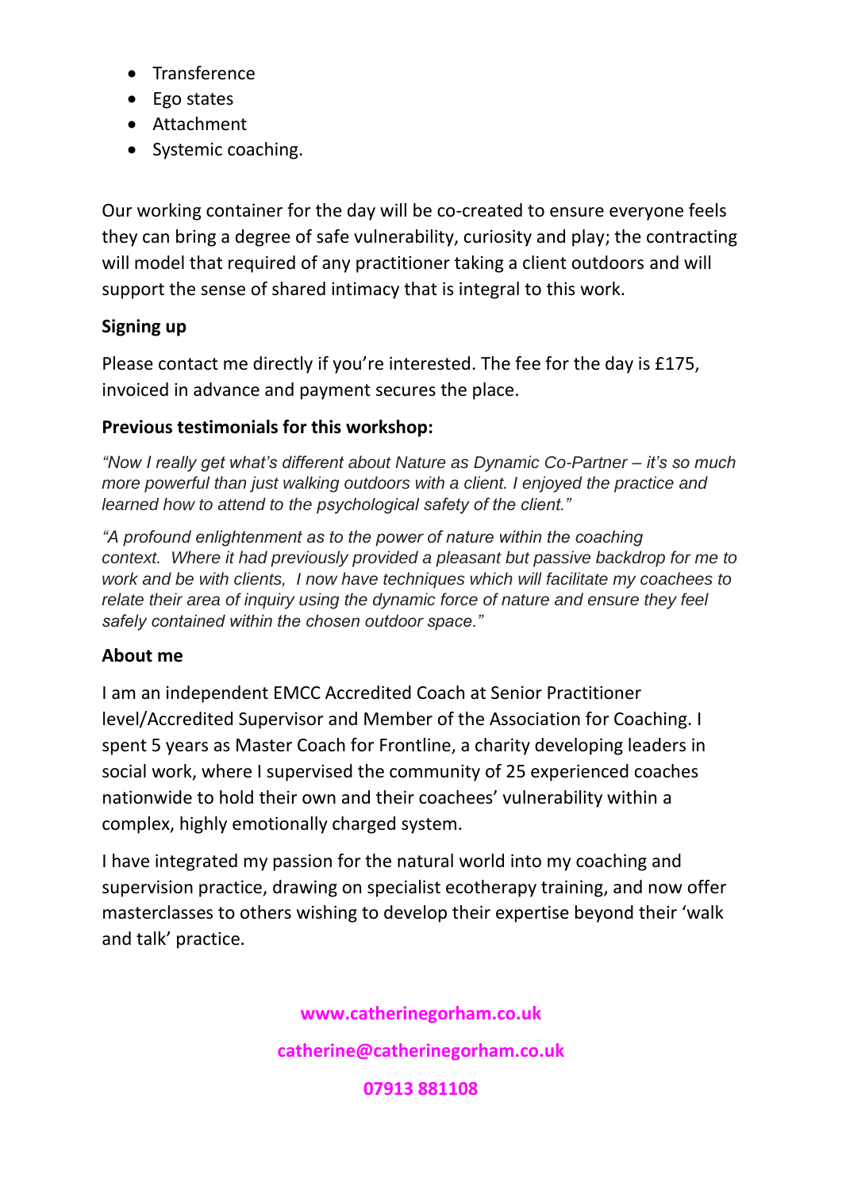- Transference
- Ego states
- Attachment
- Systemic coaching.

Our working container for the day will be co-created to ensure everyone feels they can bring a degree of safe vulnerability, curiosity and play; the contracting will model that required of any practitioner taking a client outdoors and will support the sense of shared intimacy that is integral to this work.

**Signing up**

Please contact me directly if you're interested. The fee for the day is £175, invoiced in advance and payment secures the place.

**Previous testimonials for this workshop:**

*"Now I really get what's different about Nature as Dynamic Co-Partner – it's so much more powerful than just walking outdoors with a client. I enjoyed the practice and learned how to attend to the psychological safety of the client."*

*"A profound enlightenment as to the power of nature within the coaching context. Where it had previously provided a pleasant but passive backdrop for me to work and be with clients, I now have techniques which will facilitate my coachees to relate their area of inquiry using the dynamic force of nature and ensure they feel safely contained within the chosen outdoor space."*

**About me**

I am an independent EMCC Accredited Coach at Senior Practitioner level/Accredited Supervisor and Member of the Association for Coaching. I spent 5 years as Master Coach for Frontline, a charity developing leaders in social work, where I supervised the community of 25 experienced coaches nationwide to hold their own and their coachees' vulnerability within a complex, highly emotionally charged system.

I have integrated my passion for the natural world into my coaching and supervision practice, drawing on specialist ecotherapy training, and now offer masterclasses to others wishing to develop their expertise beyond their 'walk and talk' practice.

**www.catherinegorham.co.uk**

**catherine@catherinegorham.co.uk**

**07913 881108**